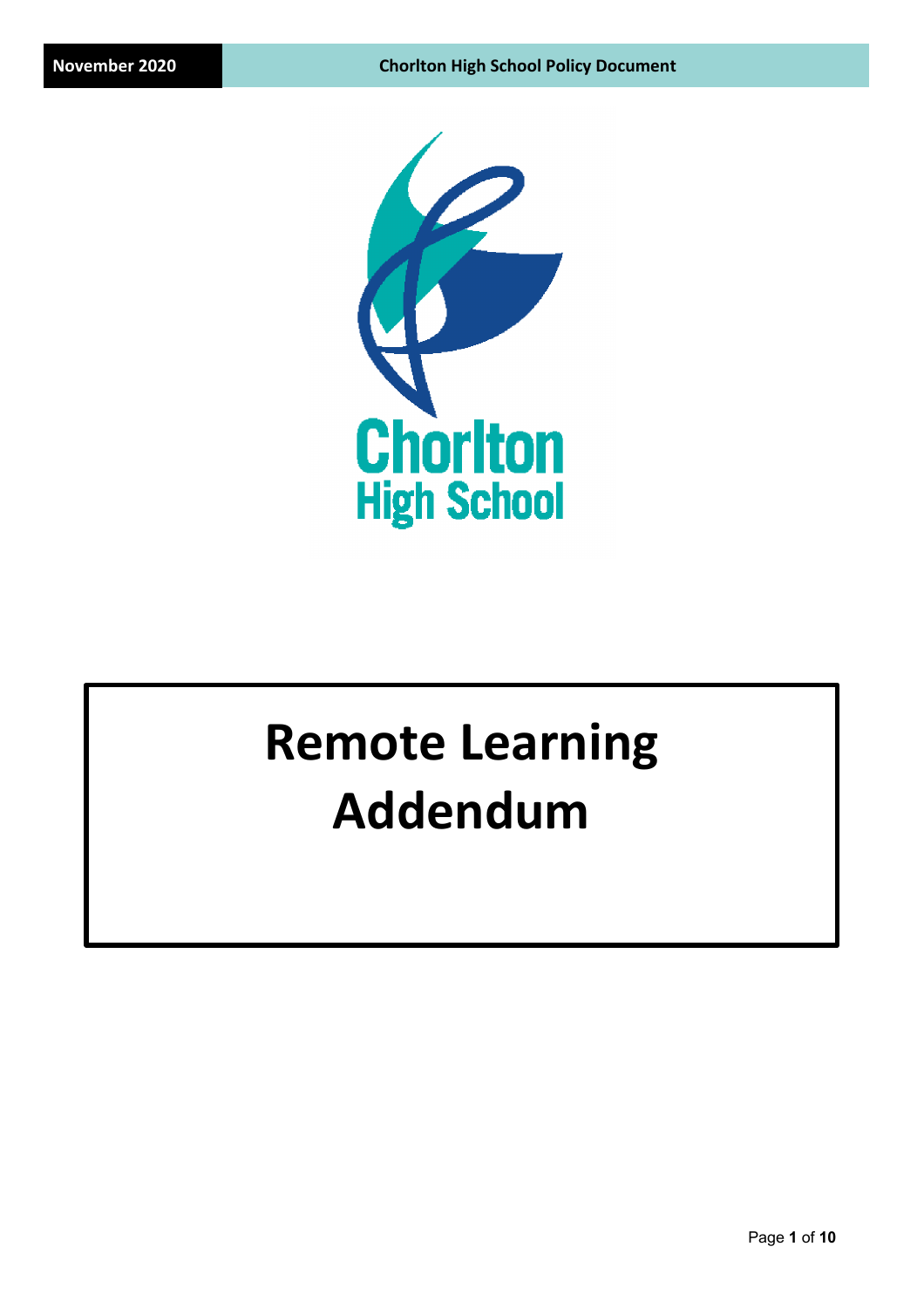Chorlton High School

# Remote Learning Addendum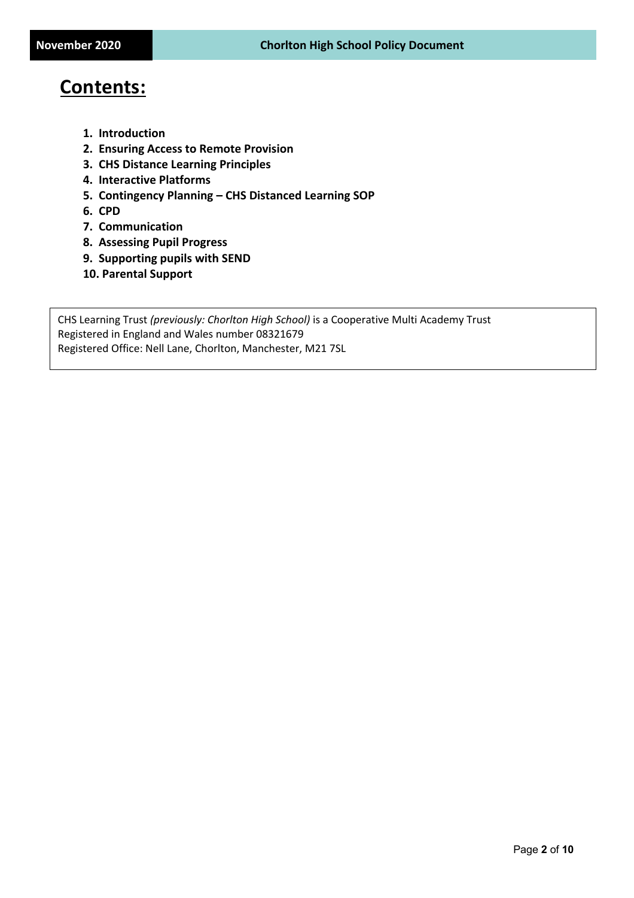# Contents:

1. **Introduction**
2. **Ensuring Access to Remote Provision**
3. **CHS Distance Learning Principles**
4. **Interactive Platforms**
5. **Contingency Planning – CHS Distanced Learning SOP**
6. **CPD**
7. **Communication**
8. **Assessing Pupil Progress**
9. **Supporting pupils with SEND**
10. **Parental Support**

CHS Learning Trust *(previously: Chorlton High School)* is a Cooperative Multi Academy Trust
Registered in England and Wales number 08321679
Registered Office: Nell Lane, Chorlton, Manchester, M21 7SL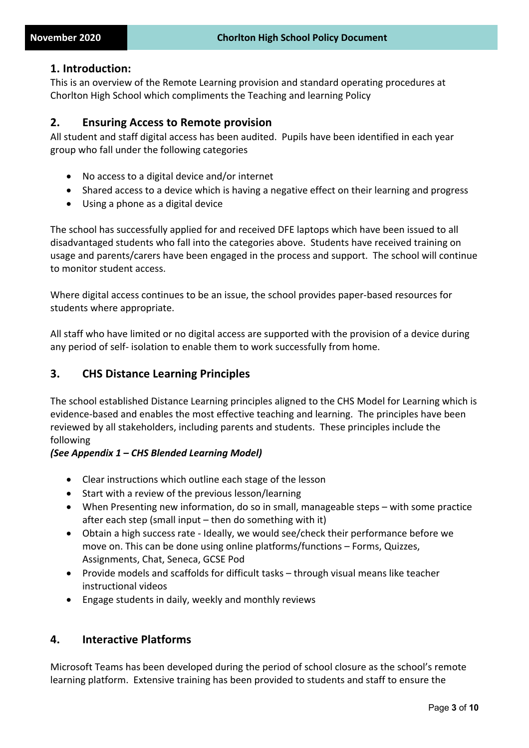## 1. Introduction:

This is an overview of the Remote Learning provision and standard operating procedures at Chorlton High School which compliments the Teaching and learning Policy

## 2. Ensuring Access to Remote provision

All student and staff digital access has been audited. Pupils have been identified in each year group who fall under the following categories

- No access to a digital device and/or internet
- Shared access to a device which is having a negative effect on their learning and progress
- Using a phone as a digital device

The school has successfully applied for and received DFE laptops which have been issued to all disadvantaged students who fall into the categories above. Students have received training on usage and parents/carers have been engaged in the process and support. The school will continue to monitor student access.

Where digital access continues to be an issue, the school provides paper-based resources for students where appropriate.

All staff who have limited or no digital access are supported with the provision of a device during any period of self- isolation to enable them to work successfully from home.

## 3. CHS Distance Learning Principles

The school established Distance Learning principles aligned to the CHS Model for Learning which is evidence-based and enables the most effective teaching and learning. The principles have been reviewed by all stakeholders, including parents and students. These principles include the following

***(See Appendix 1 – CHS Blended Learning Model)***

- Clear instructions which outline each stage of the lesson
- Start with a review of the previous lesson/learning
- When Presenting new information, do so in small, manageable steps – with some practice after each step (small input – then do something with it)
- Obtain a high success rate - Ideally, we would see/check their performance before we move on. This can be done using online platforms/functions – Forms, Quizzes, Assignments, Chat, Seneca, GCSE Pod
- Provide models and scaffolds for difficult tasks – through visual means like teacher instructional videos
- Engage students in daily, weekly and monthly reviews

## 4. Interactive Platforms

Microsoft Teams has been developed during the period of school closure as the school's remote learning platform. Extensive training has been provided to students and staff to ensure the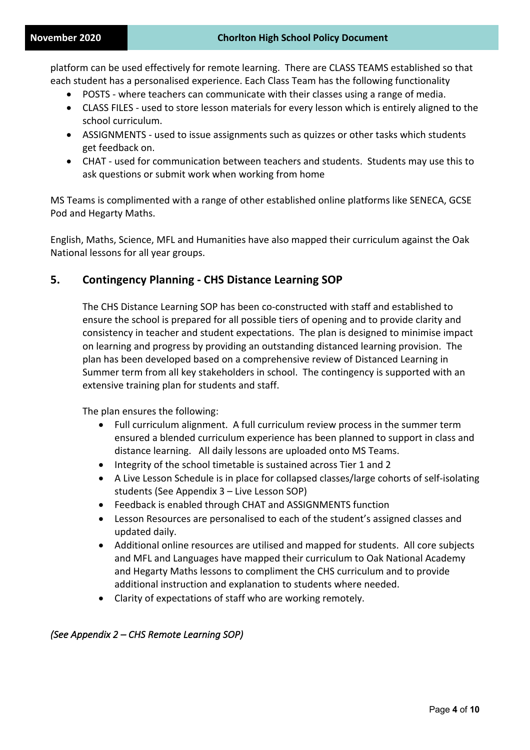platform can be used effectively for remote learning. There are CLASS TEAMS established so that each student has a personalised experience. Each Class Team has the following functionality

- POSTS - where teachers can communicate with their classes using a range of media.
- CLASS FILES - used to store lesson materials for every lesson which is entirely aligned to the school curriculum.
- ASSIGNMENTS - used to issue assignments such as quizzes or other tasks which students get feedback on.
- CHAT - used for communication between teachers and students. Students may use this to ask questions or submit work when working from home

MS Teams is complimented with a range of other established online platforms like SENECA, GCSE Pod and Hegarty Maths.

English, Maths, Science, MFL and Humanities have also mapped their curriculum against the Oak National lessons for all year groups.

## 5. Contingency Planning - CHS Distance Learning SOP

The CHS Distance Learning SOP has been co-constructed with staff and established to ensure the school is prepared for all possible tiers of opening and to provide clarity and consistency in teacher and student expectations. The plan is designed to minimise impact on learning and progress by providing an outstanding distanced learning provision. The plan has been developed based on a comprehensive review of Distanced Learning in Summer term from all key stakeholders in school. The contingency is supported with an extensive training plan for students and staff.

The plan ensures the following:

- Full curriculum alignment. A full curriculum review process in the summer term ensured a blended curriculum experience has been planned to support in class and distance learning. All daily lessons are uploaded onto MS Teams.
- Integrity of the school timetable is sustained across Tier 1 and 2
- A Live Lesson Schedule is in place for collapsed classes/large cohorts of self-isolating students (See Appendix 3 – Live Lesson SOP)
- Feedback is enabled through CHAT and ASSIGNMENTS function
- Lesson Resources are personalised to each of the student's assigned classes and updated daily.
- Additional online resources are utilised and mapped for students. All core subjects and MFL and Languages have mapped their curriculum to Oak National Academy and Hegarty Maths lessons to compliment the CHS curriculum and to provide additional instruction and explanation to students where needed.
- Clarity of expectations of staff who are working remotely.

*(See Appendix 2 – CHS Remote Learning SOP)*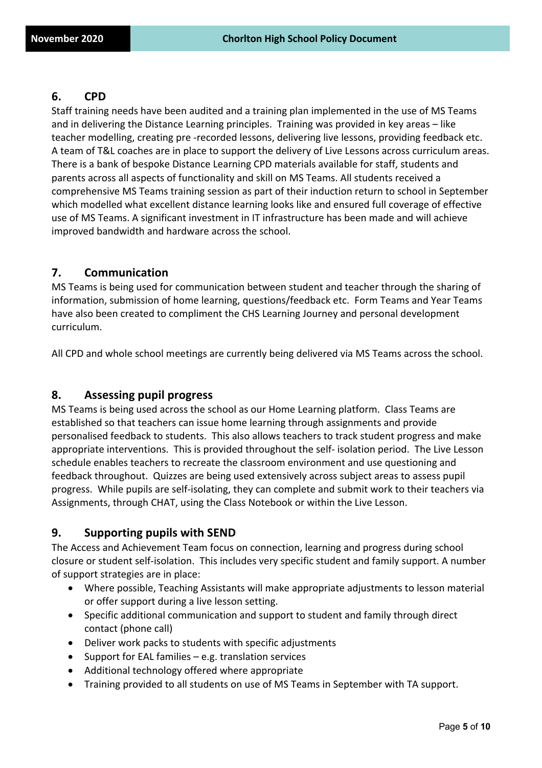## 6. CPD

Staff training needs have been audited and a training plan implemented in the use of MS Teams and in delivering the Distance Learning principles. Training was provided in key areas – like teacher modelling, creating pre -recorded lessons, delivering live lessons, providing feedback etc. A team of T&L coaches are in place to support the delivery of Live Lessons across curriculum areas. There is a bank of bespoke Distance Learning CPD materials available for staff, students and parents across all aspects of functionality and skill on MS Teams. All students received a comprehensive MS Teams training session as part of their induction return to school in September which modelled what excellent distance learning looks like and ensured full coverage of effective use of MS Teams. A significant investment in IT infrastructure has been made and will achieve improved bandwidth and hardware across the school.

## 7. Communication

MS Teams is being used for communication between student and teacher through the sharing of information, submission of home learning, questions/feedback etc. Form Teams and Year Teams have also been created to compliment the CHS Learning Journey and personal development curriculum.

All CPD and whole school meetings are currently being delivered via MS Teams across the school.

## 8. Assessing pupil progress

MS Teams is being used across the school as our Home Learning platform. Class Teams are established so that teachers can issue home learning through assignments and provide personalised feedback to students. This also allows teachers to track student progress and make appropriate interventions. This is provided throughout the self- isolation period. The Live Lesson schedule enables teachers to recreate the classroom environment and use questioning and feedback throughout. Quizzes are being used extensively across subject areas to assess pupil progress. While pupils are self-isolating, they can complete and submit work to their teachers via Assignments, through CHAT, using the Class Notebook or within the Live Lesson.

## 9. Supporting pupils with SEND

The Access and Achievement Team focus on connection, learning and progress during school closure or student self-isolation. This includes very specific student and family support. A number of support strategies are in place:

- Where possible, Teaching Assistants will make appropriate adjustments to lesson material or offer support during a live lesson setting.
- Specific additional communication and support to student and family through direct contact (phone call)
- Deliver work packs to students with specific adjustments
- Support for EAL families – e.g. translation services
- Additional technology offered where appropriate
- Training provided to all students on use of MS Teams in September with TA support.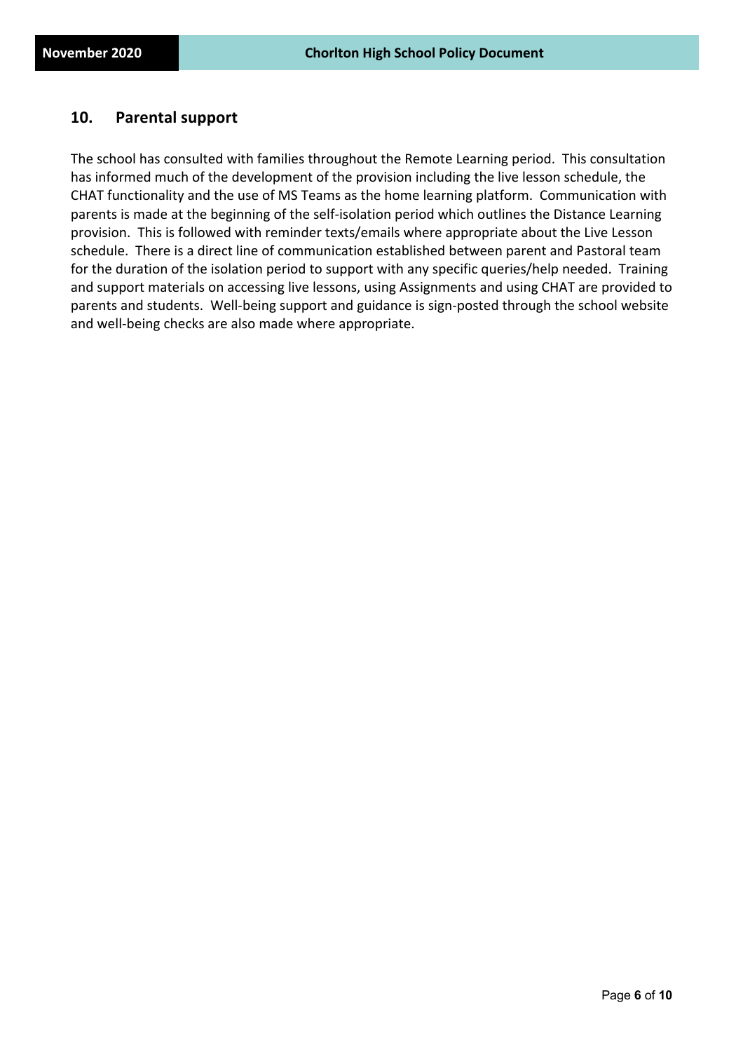## 10. Parental support

The school has consulted with families throughout the Remote Learning period. This consultation has informed much of the development of the provision including the live lesson schedule, the CHAT functionality and the use of MS Teams as the home learning platform. Communication with parents is made at the beginning of the self-isolation period which outlines the Distance Learning provision. This is followed with reminder texts/emails where appropriate about the Live Lesson schedule. There is a direct line of communication established between parent and Pastoral team for the duration of the isolation period to support with any specific queries/help needed. Training and support materials on accessing live lessons, using Assignments and using CHAT are provided to parents and students. Well-being support and guidance is sign-posted through the school website and well-being checks are also made where appropriate.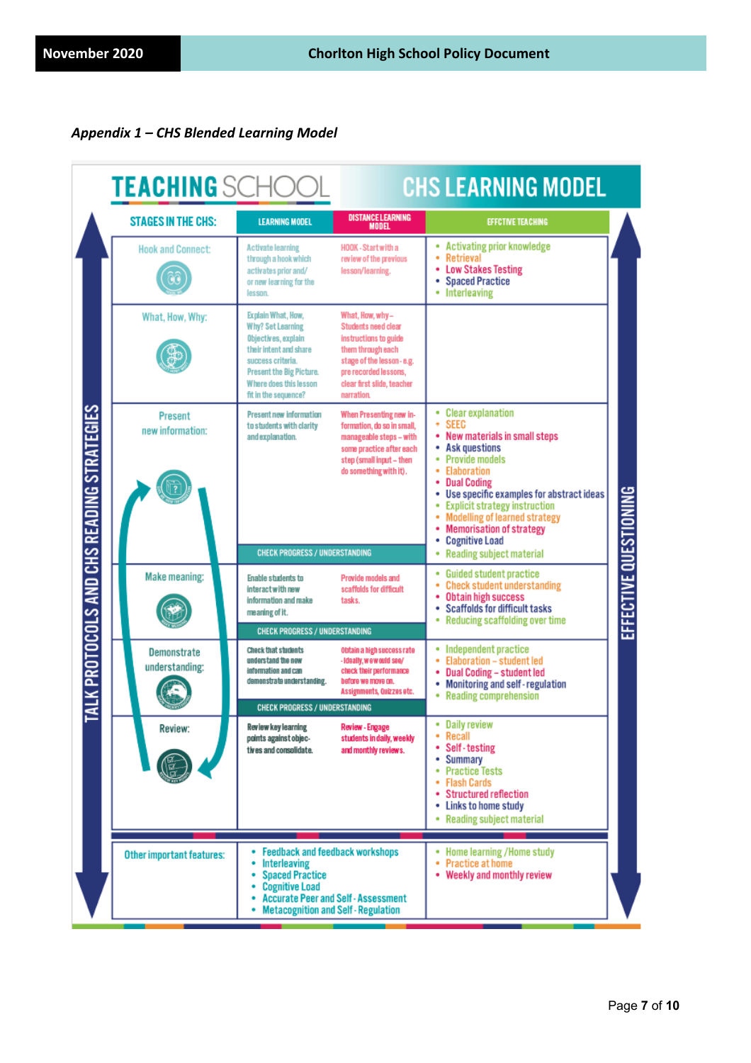*Appendix 1 – CHS Blended Learning Model*

# TEACHING SCHOOL — CHS LEARNING MODEL

TALK PROTOCOLS AND CHS READING STRATEGIES

EFFECTIVE QUESTIONING

| STAGES IN THE CHS: | LEARNING MODEL | DISTANCE LEARNING MODEL | EFFCTIVE TEACHING |
|---|---|---|---|
| Hook and Connect: | Activate learning through a hook which activates prior and/ or new learning for the lesson. | HOOK - Start with a review of the previous lesson/learning. | • Activating prior knowledge<br>• Retrieval<br>• Low Stakes Testing<br>• Spaced Practice<br>• Interleaving |
| What, How, Why: | Explain What, How, Why? Set Learning Objectives, explain their intent and share success criteria. Present the Big Picture. Where does this lesson fit in the sequence? | What, How, why – Students need clear instructions to guide them through each stage of the lesson - e.g. pre recorded lessons, clear first slide, teacher narration. | |
| Present new information: | Present new information to students with clarity and explanation. | When Presenting new information, do so in small, manageable steps – with some practice after each step (small input – then do something with it). | • Clear explanation<br>• SEEC<br>• New materials in small steps<br>• Ask questions<br>• Provide models<br>• Elaboration<br>• Dual Coding<br>• Use specific examples for abstract ideas<br>• Explicit strategy instruction<br>• Modelling of learned strategy<br>• Memorisation of strategy<br>• Cognitive Load<br>• Reading subject material |
| | CHECK PROGRESS / UNDERSTANDING | | |
| Make meaning: | Enable students to interact with new information and make meaning of it. | Provide models and scaffolds for difficult tasks. | • Guided student practice<br>• Check student understanding<br>• Obtain high success<br>• Scaffolds for difficult tasks<br>• Reducing scaffolding over time |
| | CHECK PROGRESS / UNDERSTANDING | | |
| Demonstrate understanding: | Check that students understand the new information and can demonstrate understanding. | Obtain a high success rate - Ideally, we would see/ check their performance before we move on. Assignments, Quizzes etc. | • Independent practice<br>• Elaboration – student led<br>• Dual Coding – student led<br>• Monitoring and self-regulation<br>• Reading comprehension |
| | CHECK PROGRESS / UNDERSTANDING | | |
| Review: | Review key learning points against objectives and consolidate. | Review - Engage students in daily, weekly and monthly reviews. | • Daily review<br>• Recall<br>• Self-testing<br>• Summary<br>• Practice Tests<br>• Flash Cards<br>• Structured reflection<br>• Links to home study<br>• Reading subject material |
| Other important features: | • Feedback and feedback workshops<br>• Interleaving<br>• Spaced Practice<br>• Cognitive Load<br>• Accurate Peer and Self-Assessment<br>• Metacognition and Self-Regulation | | • Home learning /Home study<br>• Practice at home<br>• Weekly and monthly review |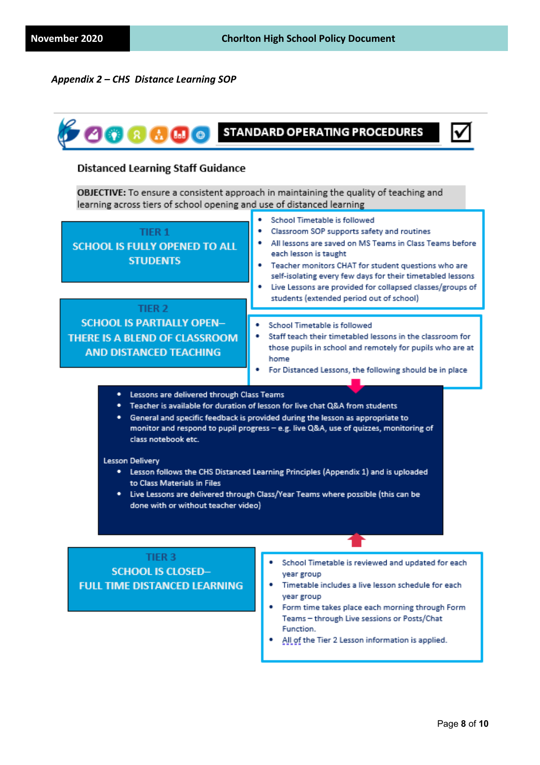*Appendix 2 – CHS Distance Learning SOP*

## STANDARD OPERATING PROCEDURES

### Distanced Learning Staff Guidance

**OBJECTIVE:** To ensure a consistent approach in maintaining the quality of teaching and learning across tiers of school opening and use of distanced learning

### TIER 1
### SCHOOL IS FULLY OPENED TO ALL STUDENTS

- School Timetable is followed
- Classroom SOP supports safety and routines
- All lessons are saved on MS Teams in Class Teams before each lesson is taught
- Teacher monitors CHAT for student questions who are self-isolating every few days for their timetabled lessons
- Live Lessons are provided for collapsed classes/groups of students (extended period out of school)

### TIER 2
### SCHOOL IS PARTIALLY OPEN– THERE IS A BLEND OF CLASSROOM AND DISTANCED TEACHING

- School Timetable is followed
- Staff teach their timetabled lessons in the classroom for those pupils in school and remotely for pupils who are at home
- For Distanced Lessons, the following should be in place

---

- Lessons are delivered through Class Teams
- Teacher is available for duration of lesson for live chat Q&A from students
- General and specific feedback is provided during the lesson as appropriate to monitor and respond to pupil progress – e.g. live Q&A, use of quizzes, monitoring of class notebook etc.

Lesson Delivery

- Lesson follows the CHS Distanced Learning Principles (Appendix 1) and is uploaded to Class Materials in Files
- Live Lessons are delivered through Class/Year Teams where possible (this can be done with or without teacher video)

---

### TIER 3
### SCHOOL IS CLOSED– FULL TIME DISTANCED LEARNING

- School Timetable is reviewed and updated for each year group
- Timetable includes a live lesson schedule for each year group
- Form time takes place each morning through Form Teams – through Live sessions or Posts/Chat Function.
- All of the Tier 2 Lesson information is applied.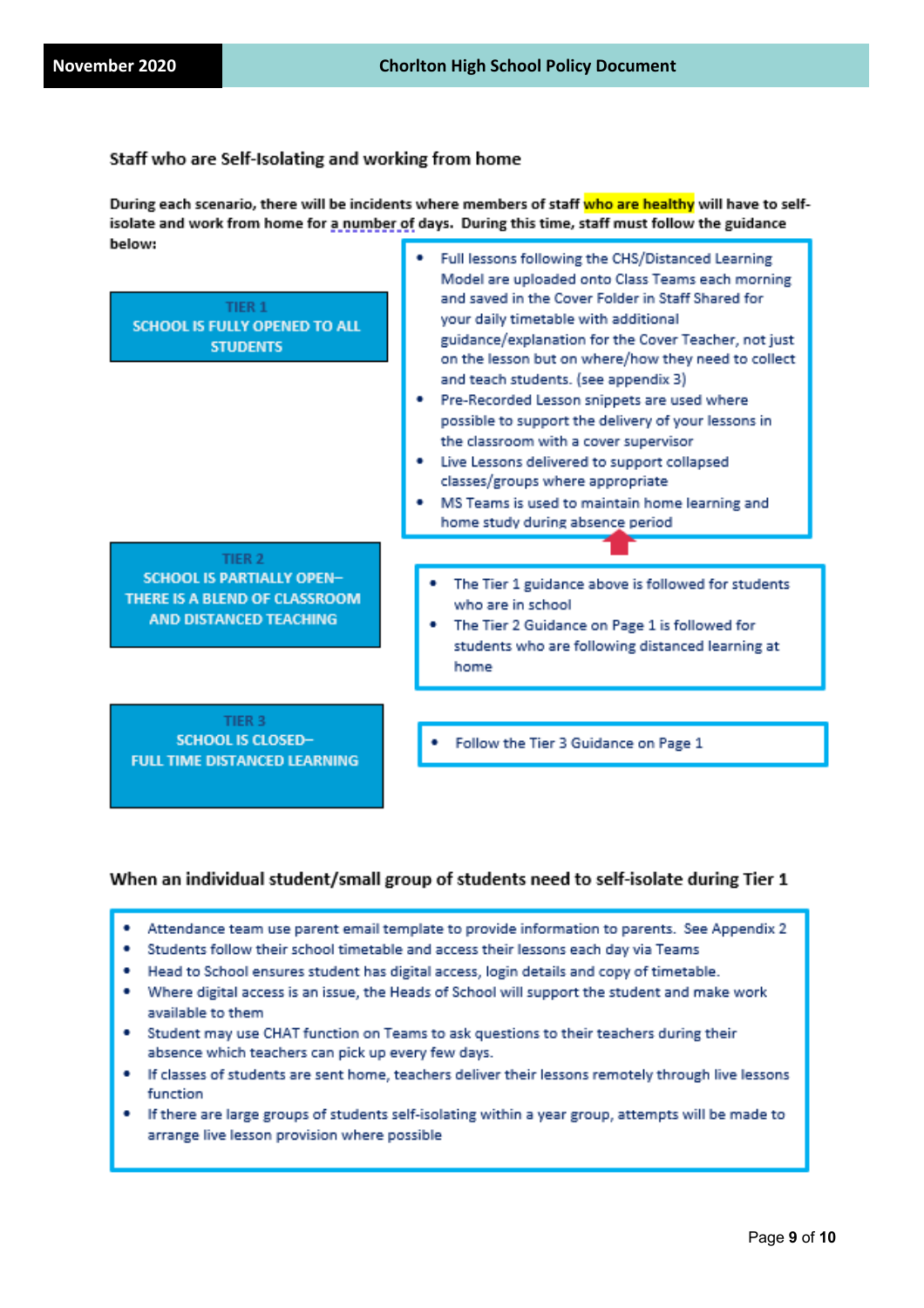## Staff who are Self-Isolating and working from home

**During each scenario, there will be incidents where members of staff who are healthy will have to self-isolate and work from home for a number of days. During this time, staff must follow the guidance below:**

**TIER 1**
**SCHOOL IS FULLY OPENED TO ALL STUDENTS**

- Full lessons following the CHS/Distanced Learning Model are uploaded onto Class Teams each morning and saved in the Cover Folder in Staff Shared for your daily timetable with additional guidance/explanation for the Cover Teacher, not just on the lesson but on where/how they need to collect and teach students. (see appendix 3)
- Pre-Recorded Lesson snippets are used where possible to support the delivery of your lessons in the classroom with a cover supervisor
- Live Lessons delivered to support collapsed classes/groups where appropriate
- MS Teams is used to maintain home learning and home study during absence period

**TIER 2**
**SCHOOL IS PARTIALLY OPEN– THERE IS A BLEND OF CLASSROOM AND DISTANCED TEACHING**

- The Tier 1 guidance above is followed for students who are in school
- The Tier 2 Guidance on Page 1 is followed for students who are following distanced learning at home

**TIER 3**
**SCHOOL IS CLOSED– FULL TIME DISTANCED LEARNING**

- Follow the Tier 3 Guidance on Page 1

## When an individual student/small group of students need to self-isolate during Tier 1

- Attendance team use parent email template to provide information to parents. See Appendix 2
- Students follow their school timetable and access their lessons each day via Teams
- Head to School ensures student has digital access, login details and copy of timetable.
- Where digital access is an issue, the Heads of School will support the student and make work available to them
- Student may use CHAT function on Teams to ask questions to their teachers during their absence which teachers can pick up every few days.
- If classes of students are sent home, teachers deliver their lessons remotely through live lessons function
- If there are large groups of students self-isolating within a year group, attempts will be made to arrange live lesson provision where possible